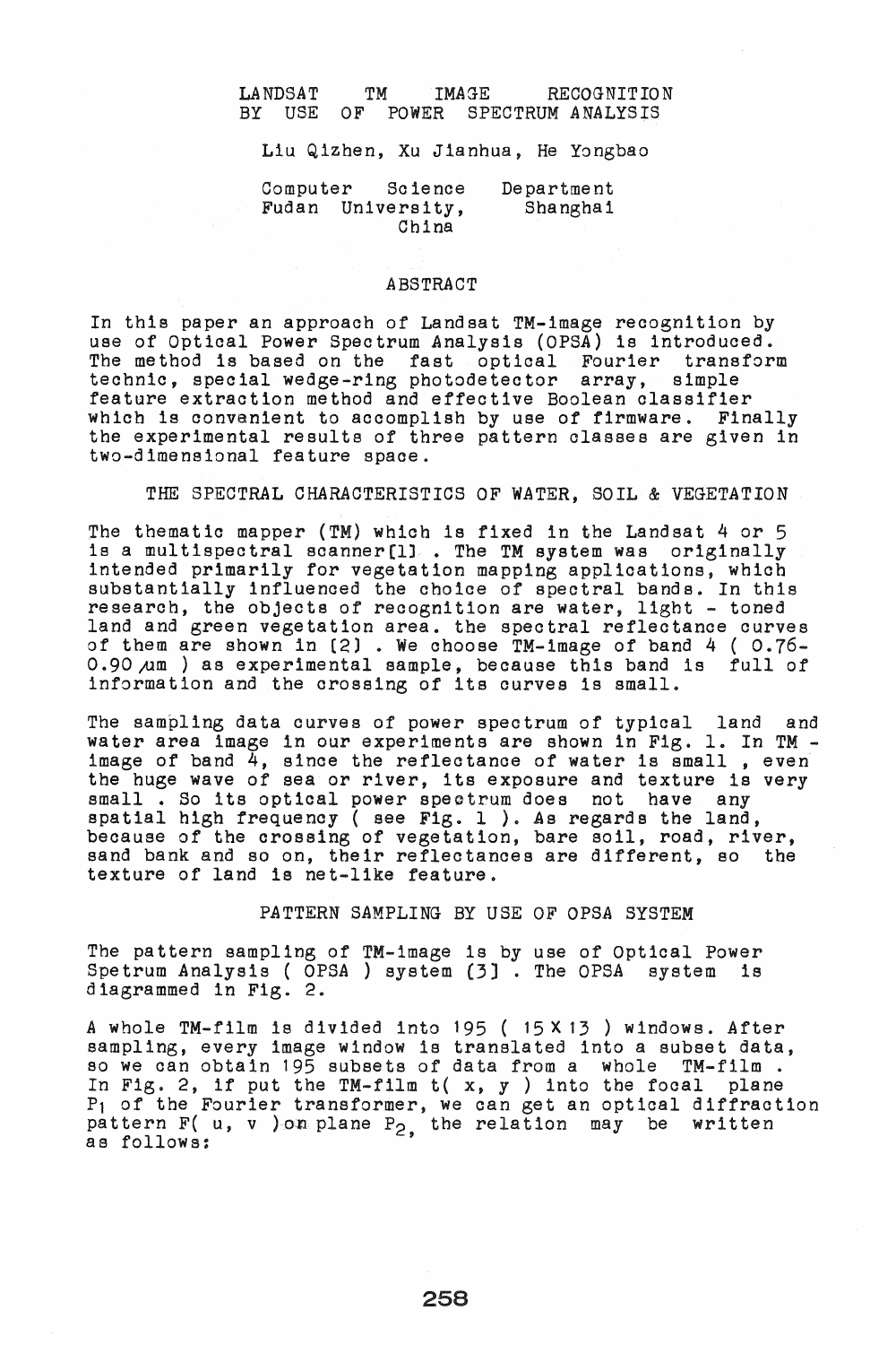# LANDSAT TM IMAGE RECOGNITION BY USE OF POWER SPECTRUM ANALYSIS

Liu Qizhen, Xu Jianhua, He Yongbao

Computer Science Department
Fudan University, Shanghai
China

## ABSTRACT

In this paper an approach of Landsat TM-image recognition by use of Optical Power Spectrum Analysis (OPSA) is introduced. The method is based on the fast optical Fourier transform technic, special wedge-ring photodetector array, simple feature extraction method and effective Boolean classifier which is convenient to accomplish by use of firmware. Finally the experimental results of three pattern classes are given in two-dimensional feature space.

## THE SPECTRAL CHARACTERISTICS OF WATER, SOIL & VEGETATION

The thematic mapper (TM) which is fixed in the Landsat 4 or 5 is a multispectral scanner[1] . The TM system was originally intended primarily for vegetation mapping applications, which substantially influenced the choice of spectral bands. In this research, the objects of recognition are water, light - toned land and green vegetation area. the spectral reflectance curves of them are shown in [2] . We choose TM-image of band 4 ( 0.76-0.90 $\mu m$ ) as experimental sample, because this band is full of information and the crossing of its curves is small.

The sampling data curves of power spectrum of typical land and water area image in our experiments are shown in Fig. 1. In TM - image of band 4, since the reflectance of water is small , even the huge wave of sea or river, its exposure and texture is very small . So its optical power spectrum does not have any spatial high frequency ( see Fig. 1 ). As regards the land, because of the crossing of vegetation, bare soil, road, river, sand bank and so on, their reflectances are different, so the texture of land is net-like feature.

## PATTERN SAMPLING BY USE OF OPSA SYSTEM

The pattern sampling of TM-image is by use of Optical Power Spetrum Analysis ( OPSA ) system [3] . The OPSA system is diagrammed in Fig. 2.

A whole TM-film is divided into 195 ( 15 X 13 ) windows. After sampling, every image window is translated into a subset data, so we can obtain 195 subsets of data from a whole TM-film . In Fig. 2, if put the TM-film t( x, y ) into the focal plane $P_1$ of the Fourier transformer, we can get an optical diffraction pattern F( u, v ) on plane $P_2$, the relation may be written as follows: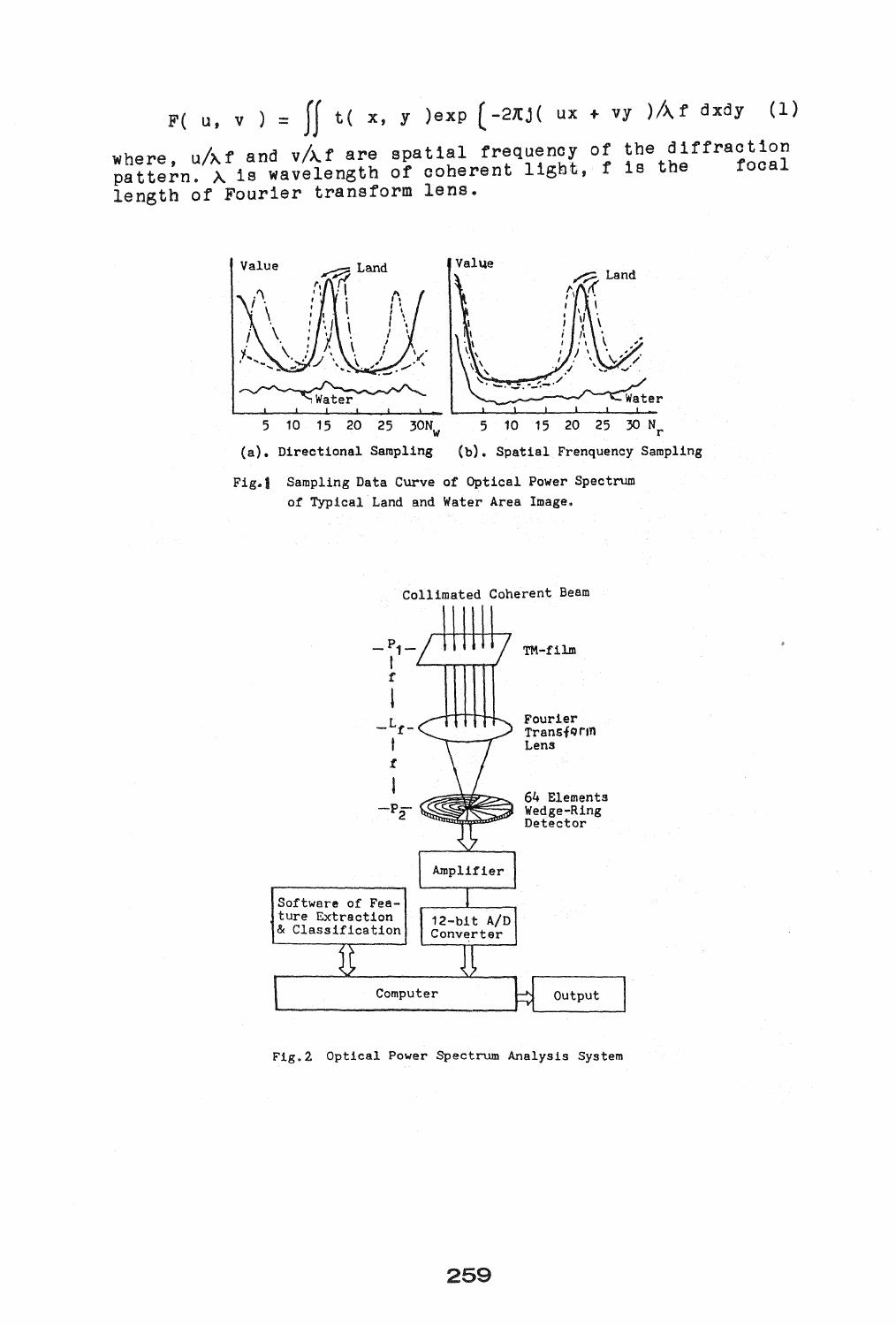$$F(u, v) = \iint t(x, y) \exp\left[-2\pi j(ux + vy)/\lambda f\right] dxdy \quad (1)$$

where, $u/\lambda f$ and $v/\lambda f$ are spatial frequency of the diffraction pattern. $\lambda$ is wavelength of coherent light, f is the focal length of Fourier transform lens.

(a). Directional Sampling (b). Spatial Frenquency Sampling

Fig.1 Sampling Data Curve of Optical Power Spectrum of Typical Land and Water Area Image.

Fig.2 Optical Power Spectrum Analysis System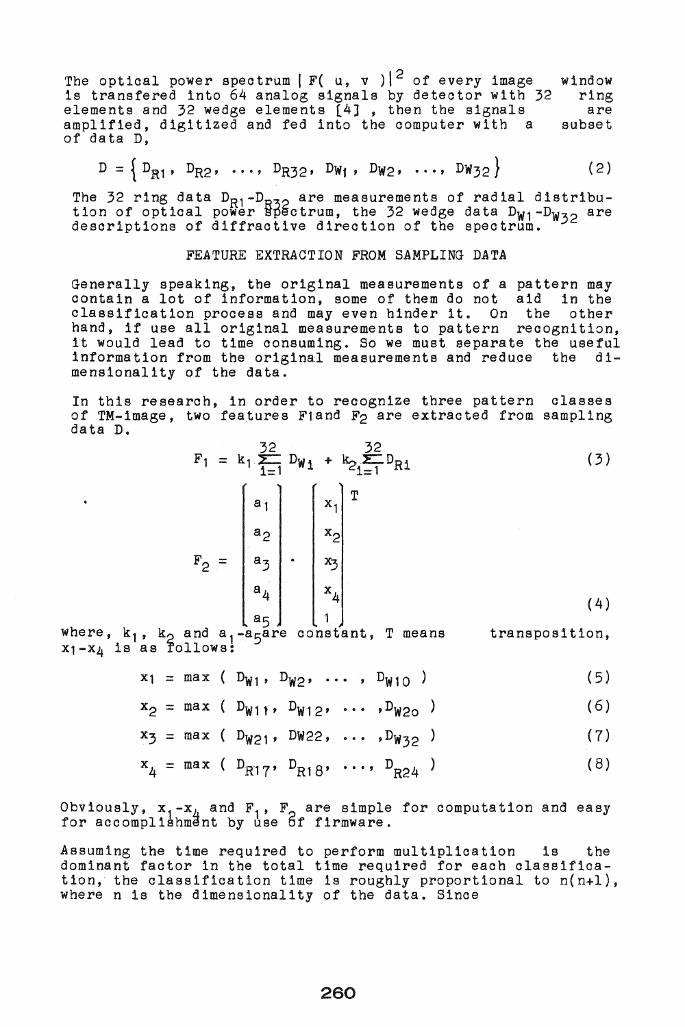The optical power spectrum $| F( u, v )|^2$ of every image window is transfered into 64 analog signals by detector with 32 ring elements and 32 wedge elements [4] , then the signals are amplified, digitized and fed into the computer with a subset of data D,

$$D = \left\{ D_{R1},\ D_{R2},\ \ldots,\ D_{R32},\ D_{W1},\ D_{W2},\ \ldots,\ D_{W32} \right\} \tag{2}$$

The 32 ring data $D_{R1}$-$D_{R32}$ are measurements of radial distribution of optical power spectrum, the 32 wedge data $D_{W1}$-$D_{W32}$ are descriptions of diffractive direction of the spectrum.

## FEATURE EXTRACTION FROM SAMPLING DATA

Generally speaking, the original measurements of a pattern may contain a lot of information, some of them do not aid in the classification process and may even hinder it. On the other hand, if use all original measurements to pattern recognition, it would lead to time consuming. So we must separate the useful information from the original measurements and reduce the dimensionality of the data.

In this research, in order to recognize three pattern classes of TM-image, two features $F_1$ and $F_2$ are extracted from sampling data D.

$$F_1 = k_1 \sum_{i=1}^{32} D_{Wi} + k_2 \sum_{i=1}^{32} D_{Ri} \tag{3}$$

$$F_2 = \begin{bmatrix} a_1 \\ a_2 \\ a_3 \\ a_4 \\ a_5 \end{bmatrix} \cdot \begin{bmatrix} x_1 \\ x_2 \\ x_3 \\ x_4 \\ 1 \end{bmatrix}^T \tag{4}$$

where, $k_1$, $k_2$ and $a_1$-$a_5$ are constant, T means transposition, $x_1$-$x_4$ is as follows:

$$x_1 = \max\ ( D_{W1},\ D_{W2},\ \cdots\ ,\ D_{W10} ) \tag{5}$$

$$x_2 = \max\ ( D_{W11},\ D_{W12},\ \cdots\ ,D_{W20} ) \tag{6}$$

$$x_3 = \max\ ( D_{W21},\ D_{W22},\ \ldots\ ,D_{W32} ) \tag{7}$$

$$x_4 = \max\ ( D_{R17},\ D_{R18},\ \ldots,\ D_{R24} ) \tag{8}$$

Obviously, $x_1$-$x_4$ and $F_1$, $F_2$ are simple for computation and easy for accomplishment by use of firmware.

Assuming the time required to perform multiplication is the dominant factor in the total time required for each classification, the classification time is roughly proportional to $n(n+1)$, where n is the dimensionality of the data. Since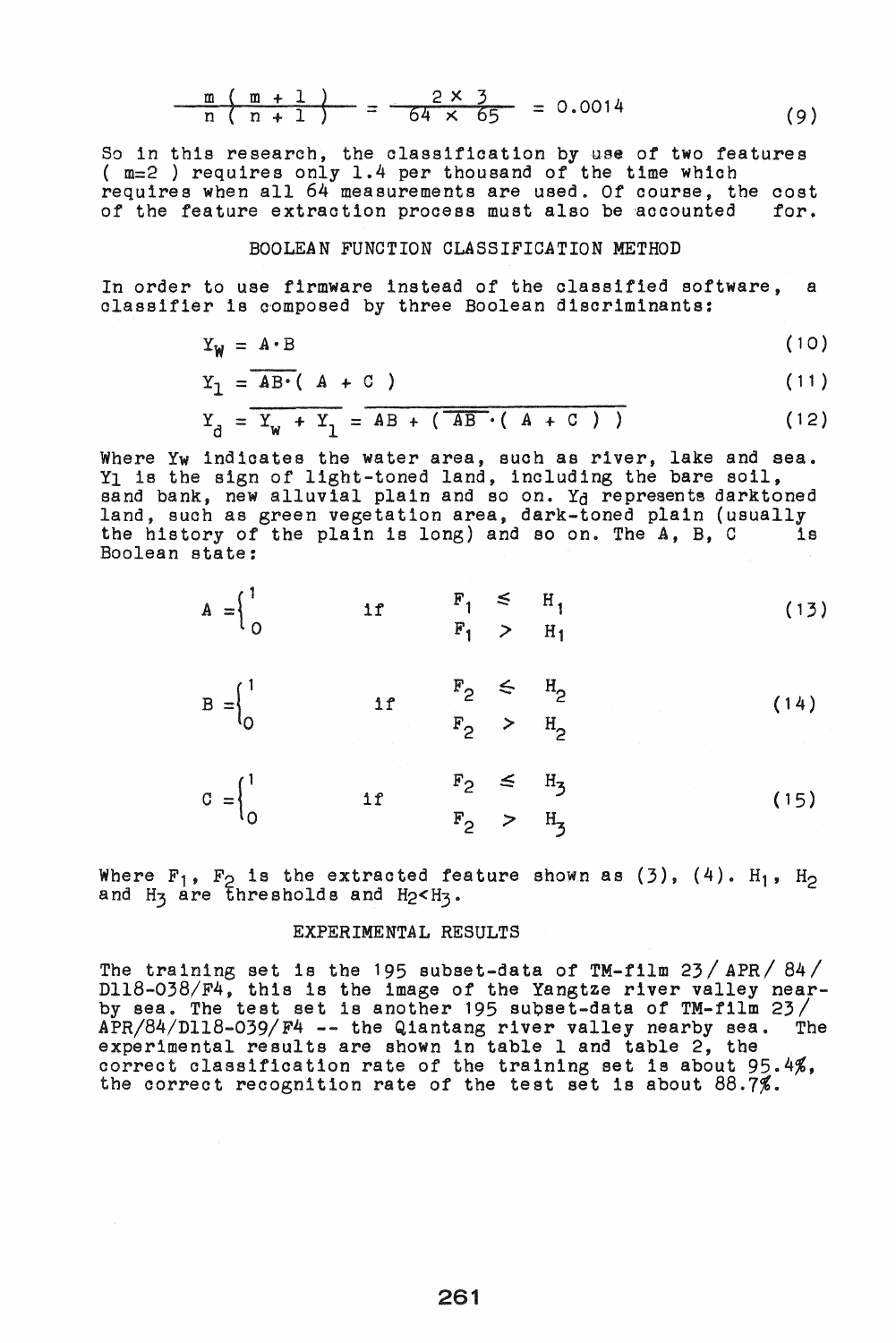$$\frac{m\,(\,m+1\,)}{n\,(\,n+1\,)} = \frac{2\times 3}{64\times 65} = 0.0014 \qquad (9)$$

So in this research, the classification by use of two features ( m=2 ) requires only 1.4 per thousand of the time which requires when all 64 measurements are used. Of course, the cost of the feature extraction process must also be accounted for.

## BOOLEAN FUNCTION CLASSIFICATION METHOD

In order to use firmware instead of the classified software, a classifier is composed by three Boolean discriminants:

$$Y_W = A\cdot B \qquad (10)$$

$$Y_l = \overline{AB}\cdot(\,A + C\,) \qquad (11)$$

$$Y_d = \overline{Y_w + Y_l} = \overline{AB + (\,\overline{AB}\cdot(\,A + C\,)\,)} \qquad (12)$$

Where Yw indicates the water area, such as river, lake and sea. Yl is the sign of light-toned land, including the bare soil, sand bank, new alluvial plain and so on. Yd represents darktoned land, such as green vegetation area, dark-toned plain (usually the history of the plain is long) and so on. The A, B, C is Boolean state:

$$A = \begin{cases} 1 & \text{if} \quad F_1 \leq H_1 \\ 0 & \quad\quad\; F_1 > H_1 \end{cases} \qquad (13)$$

$$B = \begin{cases} 1 & \text{if} \quad F_2 \leq H_2 \\ 0 & \quad\quad\; F_2 > H_2 \end{cases} \qquad (14)$$

$$C = \begin{cases} 1 & \text{if} \quad F_2 \leq H_3 \\ 0 & \quad\quad\; F_2 > H_3 \end{cases} \qquad (15)$$

Where $F_1$, $F_2$ is the extracted feature shown as (3), (4). $H_1$, $H_2$ and $H_3$ are thresholds and $H_2 < H_3$.

## EXPERIMENTAL RESULTS

The training set is the 195 subset-data of TM-film 23/ APR/ 84/ D118-038/F4, this is the image of the Yangtze river valley near-by sea. The test set is another 195 subset-data of TM-film 23/ APR/84/D118-039/F4 -- the Qiantang river valley nearby sea. The experimental results are shown in table 1 and table 2, the correct classification rate of the training set is about 95.4%, the correct recognition rate of the test set is about 88.7%.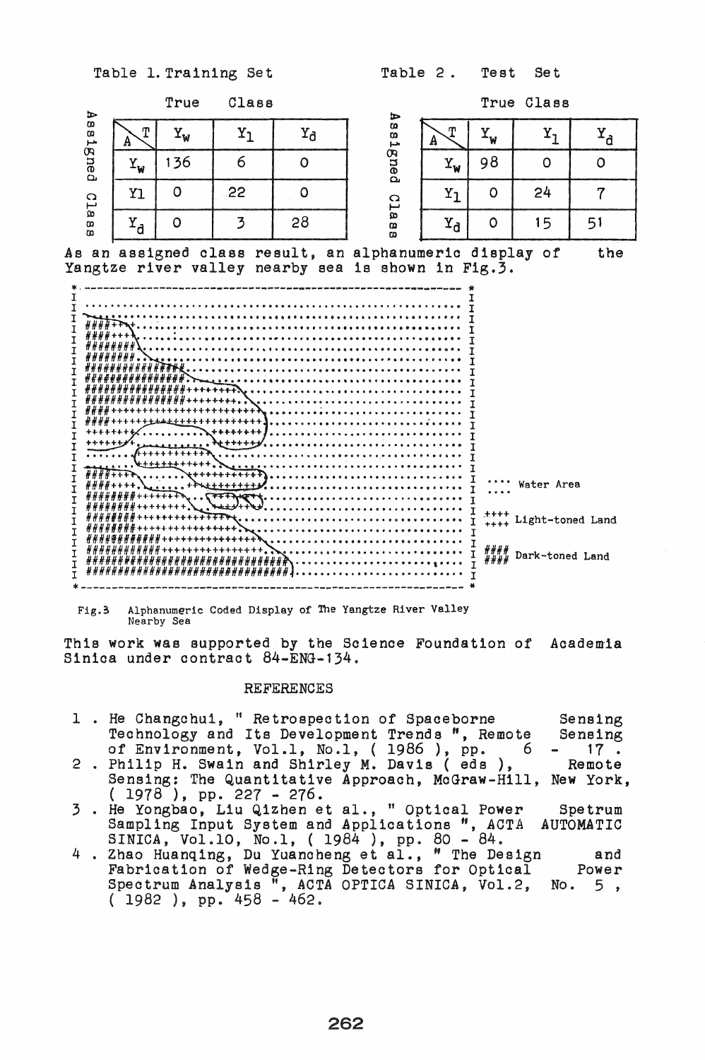Table 1. Training Set

True Class (columns) / Assigned Class (rows)

| A \ T | $Y_w$ | $Y_l$ | $Y_d$ |
|---|---|---|---|
| $Y_w$ | 136 | 6 | 0 |
| $Y_l$ | 0 | 22 | 0 |
| $Y_d$ | 0 | 3 | 28 |

Table 2. Test Set

True Class (columns) / Assigned Class (rows)

| A \ T | $Y_w$ | $Y_l$ | $Y_d$ |
|---|---|---|---|
| $Y_w$ | 98 | 0 | 0 |
| $Y_l$ | 0 | 24 | 7 |
| $Y_d$ | 0 | 15 | 51 |

As an assigned class result, an alphanumeric display of the Yangtze river valley nearby sea is shown in Fig.3.

.... Water Area

++++ Light-toned Land

#### Dark-toned Land

Fig.3 Alphanumeric Coded Display of The Yangtze River Valley Nearby Sea

This work was supported by the Science Foundation of Academia Sinica under contract 84-ENG-134.

## REFERENCES

1. He Changchui, " Retrospection of Spaceborne Sensing Technology and Its Development Trends ", Remote Sensing of Environment, Vol.1, No.1, ( 1986 ), pp. 6 - 17 .
2. Philip H. Swain and Shirley M. Davis ( eds ), Remote Sensing: The Quantitative Approach, McGraw-Hill, New York, ( 1978 ), pp. 227 - 276.
3. He Yongbao, Liu Qizhen et al., " Optical Power Spetrum Sampling Input System and Applications ", ACTA AUTOMATIC SINICA, Vol.10, No.1, ( 1984 ), pp. 80 - 84.
4. Zhao Huanqing, Du Yuancheng et al., " The Design and Fabrication of Wedge-Ring Detectors for Optical Power Spectrum Analysis ", ACTA OPTICA SINICA, Vol.2, No. 5 , ( 1982 ), pp. 458 - 462.